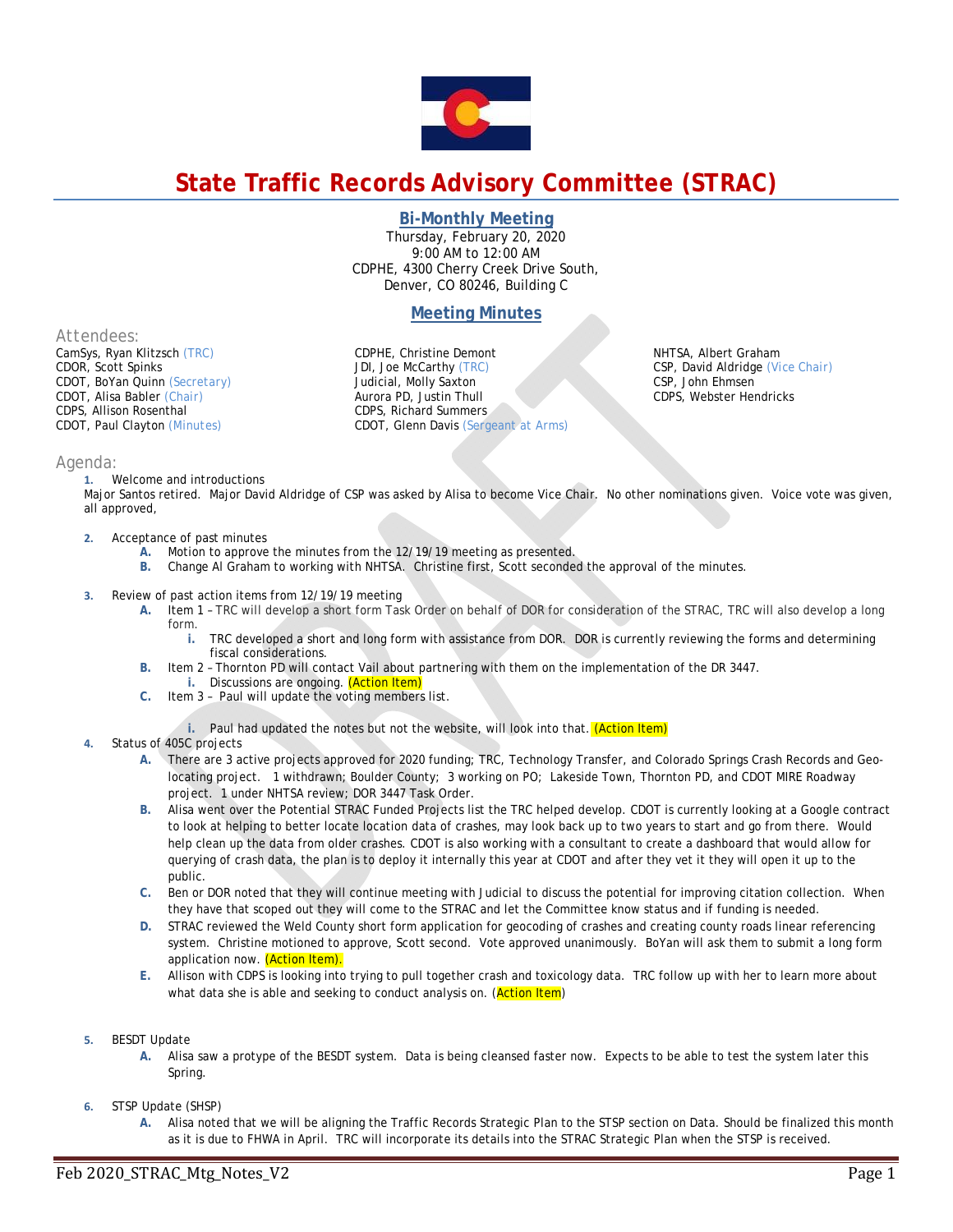# State Traffic Records Advisory Committee (STRAC)

## Bi-Monthly Meeting

Thursday, February 20, 2020
9:00 AM to 12:00 AM
CDPHE, 4300 Cherry Creek Drive South,
Denver, CO 80246, Building C

## Meeting Minutes

### Attendees:

CamSys, Ryan Klitzsch (TRC)
CDOR, Scott Spinks
CDOT, BoYan Quinn (Secretary)
CDOT, Alisa Babler (Chair)
CDPS, Allison Rosenthal
CDOT, Paul Clayton (Minutes)
CDPHE, Christine Demont
JDI, Joe McCarthy (TRC)
Judicial, Molly Saxton
Aurora PD, Justin Thull
CDPS, Richard Summers
CDOT, Glenn Davis (Sergeant at Arms)
NHTSA, Albert Graham
CSP, David Aldridge (Vice Chair)
CSP, John Ehmsen
CDPS, Webster Hendricks

### Agenda:

1. Welcome and introductions

Major Santos retired. Major David Aldridge of CSP was asked by Alisa to become Vice Chair. No other nominations given. Voice vote was given, all approved,

2. Acceptance of past minutes
   - A. Motion to approve the minutes from the 12/19/19 meeting as presented.
   - B. Change Al Graham to working with NHTSA. Christine first, Scott seconded the approval of the minutes.

3. Review of past action items from 12/19/19 meeting
   - A. Item 1 – TRC will develop a short form Task Order on behalf of DOR for consideration of the STRAC, TRC will also develop a long form.
     - i. TRC developed a short and long form with assistance from DOR. DOR is currently reviewing the forms and determining fiscal considerations.
   - B. Item 2 – Thornton PD will contact Vail about partnering with them on the implementation of the DR 3447.
     - i. Discussions are ongoing. (Action Item)
   - C. Item 3 – Paul will update the voting members list.
     - i. Paul had updated the notes but not the website, will look into that. (Action Item)

4. Status of 405C projects
   - A. There are 3 active projects approved for 2020 funding; TRC, Technology Transfer, and Colorado Springs Crash Records and Geo-locating project. 1 withdrawn; Boulder County; 3 working on PO; Lakeside Town, Thornton PD, and CDOT MIRE Roadway project. 1 under NHTSA review; DOR 3447 Task Order.
   - B. Alisa went over the Potential STRAC Funded Projects list the TRC helped develop. CDOT is currently looking at a Google contract to look at helping to better locate location data of crashes, may look back up to two years to start and go from there. Would help clean up the data from older crashes. CDOT is also working with a consultant to create a dashboard that would allow for querying of crash data, the plan is to deploy it internally this year at CDOT and after they vet it they will open it up to the public.
   - C. Ben or DOR noted that they will continue meeting with Judicial to discuss the potential for improving citation collection. When they have that scoped out they will come to the STRAC and let the Committee know status and if funding is needed.
   - D. STRAC reviewed the Weld County short form application for geocoding of crashes and creating county roads linear referencing system. Christine motioned to approve, Scott second. Vote approved unanimously. BoYan will ask them to submit a long form application now. (Action Item).
   - E. Allison with CDPS is looking into trying to pull together crash and toxicology data. TRC follow up with her to learn more about what data she is able and seeking to conduct analysis on. (Action Item)

5. BESDT Update
   - A. Alisa saw a protype of the BESDT system. Data is being cleansed faster now. Expects to be able to test the system later this Spring.

6. STSP Update (SHSP)
   - A. Alisa noted that we will be aligning the Traffic Records Strategic Plan to the STSP section on Data. Should be finalized this month as it is due to FHWA in April. TRC will incorporate its details into the STRAC Strategic Plan when the STSP is received.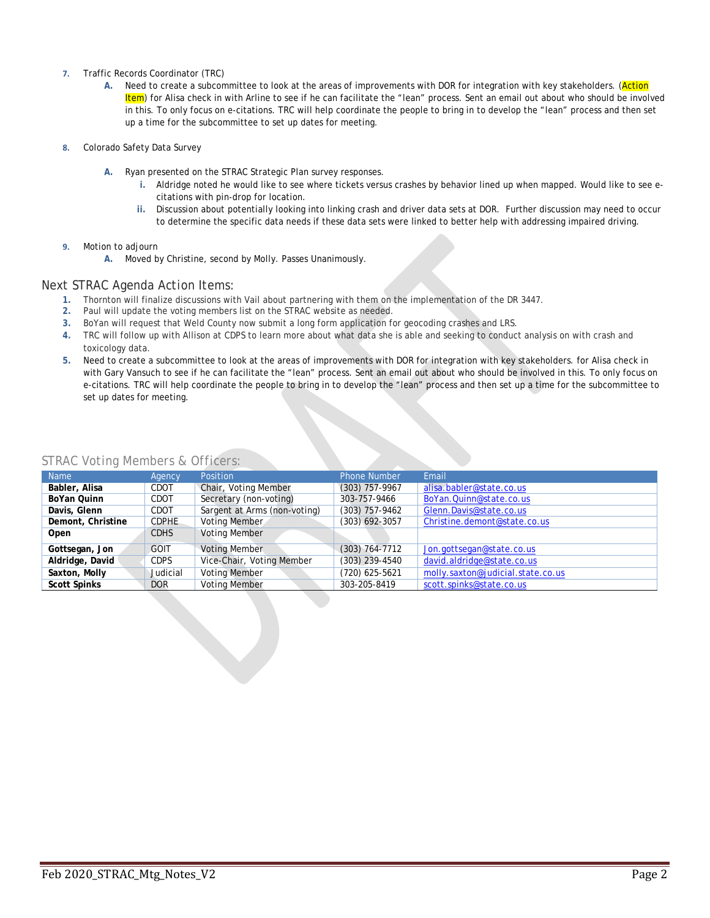7. Traffic Records Coordinator (TRC)
    A. Need to create a subcommittee to look at the areas of improvements with DOR for integration with key stakeholders. (Action Item) for Alisa check in with Arline to see if he can facilitate the "lean" process. Sent an email out about who should be involved in this. To only focus on e-citations. TRC will help coordinate the people to bring in to develop the "lean" process and then set up a time for the subcommittee to set up dates for meeting.

8. Colorado Safety Data Survey
    A. Ryan presented on the STRAC Strategic Plan survey responses.
        i. Aldridge noted he would like to see where tickets versus crashes by behavior lined up when mapped. Would like to see e-citations with pin-drop for location.
        ii. Discussion about potentially looking into linking crash and driver data sets at DOR. Further discussion may need to occur to determine the specific data needs if these data sets were linked to better help with addressing impaired driving.

9. Motion to adjourn
    A. Moved by Christine, second by Molly. Passes Unanimously.

## Next STRAC Agenda Action Items:

1. Thornton will finalize discussions with Vail about partnering with them on the implementation of the DR 3447.
2. Paul will update the voting members list on the STRAC website as needed.
3. BoYan will request that Weld County now submit a long form application for geocoding crashes and LRS.
4. TRC will follow up with Allison at CDPS to learn more about what data she is able and seeking to conduct analysis on with crash and toxicology data.
5. Need to create a subcommittee to look at the areas of improvements with DOR for integration with key stakeholders. for Alisa check in with Gary Vansuch to see if he can facilitate the "lean" process. Sent an email out about who should be involved in this. To only focus on e-citations. TRC will help coordinate the people to bring in to develop the "lean" process and then set up a time for the subcommittee to set up dates for meeting.

## STRAC Voting Members & Officers:

| Name | Agency | Position | Phone Number | Email |
|---|---|---|---|---|
| **Babler, Alisa** | CDOT | Chair, Voting Member | (303) 757-9967 | alisa.babler@state.co.us |
| **BoYan Quinn** | CDOT | Secretary (non-voting) | 303-757-9466 | BoYan.Quinn@state.co.us |
| **Davis, Glenn** | CDOT | Sargent at Arms (non-voting) | (303) 757-9462 | Glenn.Davis@state.co.us |
| **Demont, Christine** | CDPHE | Voting Member | (303) 692-3057 | Christine.demont@state.co.us |
| **Open** | CDHS | Voting Member | | |
| **Gottsegan, Jon** | GOIT | Voting Member | (303) 764-7712 | Jon.gottsegan@state.co.us |
| **Aldridge, David** | CDPS | Vice-Chair, Voting Member | (303) 239-4540 | david.aldridge@state.co.us |
| **Saxton, Molly** | Judicial | Voting Member | (720) 625-5621 | molly.saxton@judicial.state.co.us |
| **Scott Spinks** | DOR | Voting Member | 303-205-8419 | scott.spinks@state.co.us |